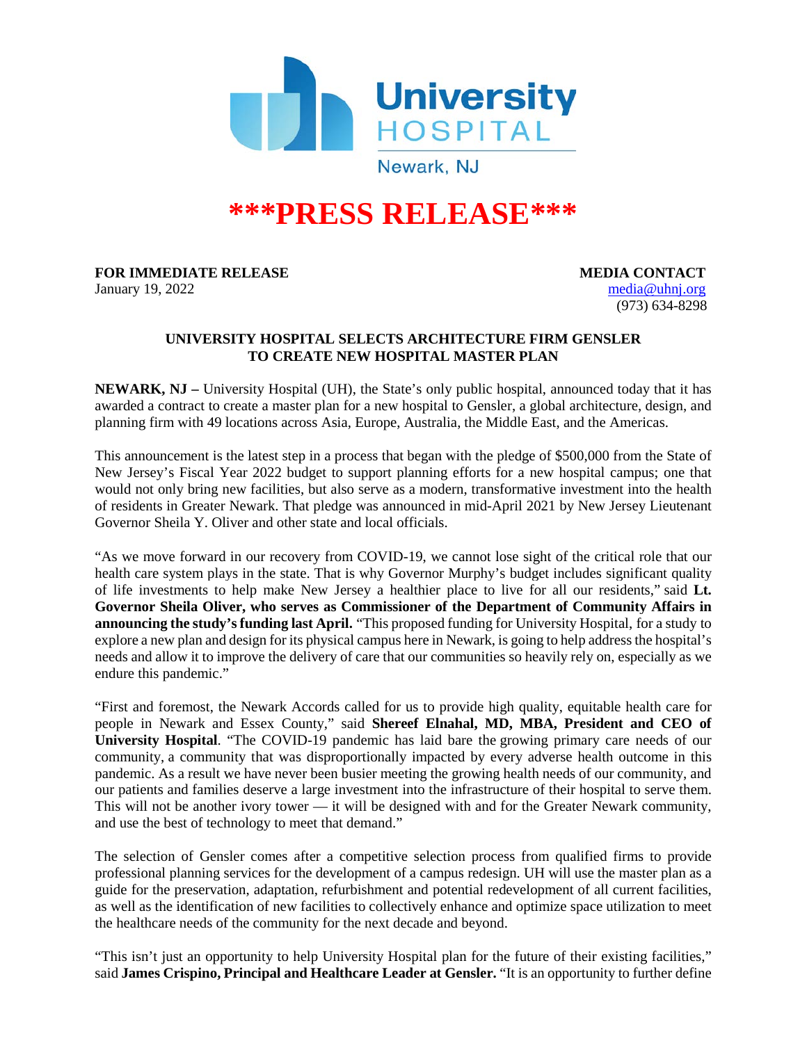University HOSPITAL

Newark, NJ

# ***PRESS RELEASE***

**FOR IMMEDIATE RELEASE**
January 19, 2022

**MEDIA CONTACT**
media@uhnj.org
(973) 634-8298

## UNIVERSITY HOSPITAL SELECTS ARCHITECTURE FIRM GENSLER TO CREATE NEW HOSPITAL MASTER PLAN

**NEWARK, NJ –** University Hospital (UH), the State's only public hospital, announced today that it has awarded a contract to create a master plan for a new hospital to Gensler, a global architecture, design, and planning firm with 49 locations across Asia, Europe, Australia, the Middle East, and the Americas.

This announcement is the latest step in a process that began with the pledge of $500,000 from the State of New Jersey's Fiscal Year 2022 budget to support planning efforts for a new hospital campus; one that would not only bring new facilities, but also serve as a modern, transformative investment into the health of residents in Greater Newark. That pledge was announced in mid-April 2021 by New Jersey Lieutenant Governor Sheila Y. Oliver and other state and local officials.

"As we move forward in our recovery from COVID-19, we cannot lose sight of the critical role that our health care system plays in the state. That is why Governor Murphy's budget includes significant quality of life investments to help make New Jersey a healthier place to live for all our residents," said **Lt. Governor Sheila Oliver, who serves as Commissioner of the Department of Community Affairs in announcing the study's funding last April.** "This proposed funding for University Hospital, for a study to explore a new plan and design for its physical campus here in Newark, is going to help address the hospital's needs and allow it to improve the delivery of care that our communities so heavily rely on, especially as we endure this pandemic."

"First and foremost, the Newark Accords called for us to provide high quality, equitable health care for people in Newark and Essex County," said **Shereef Elnahal, MD, MBA, President and CEO of University Hospital**. "The COVID-19 pandemic has laid bare the growing primary care needs of our community, a community that was disproportionally impacted by every adverse health outcome in this pandemic. As a result we have never been busier meeting the growing health needs of our community, and our patients and families deserve a large investment into the infrastructure of their hospital to serve them. This will not be another ivory tower — it will be designed with and for the Greater Newark community, and use the best of technology to meet that demand."

The selection of Gensler comes after a competitive selection process from qualified firms to provide professional planning services for the development of a campus redesign. UH will use the master plan as a guide for the preservation, adaptation, refurbishment and potential redevelopment of all current facilities, as well as the identification of new facilities to collectively enhance and optimize space utilization to meet the healthcare needs of the community for the next decade and beyond.

"This isn't just an opportunity to help University Hospital plan for the future of their existing facilities," said **James Crispino, Principal and Healthcare Leader at Gensler.** "It is an opportunity to further define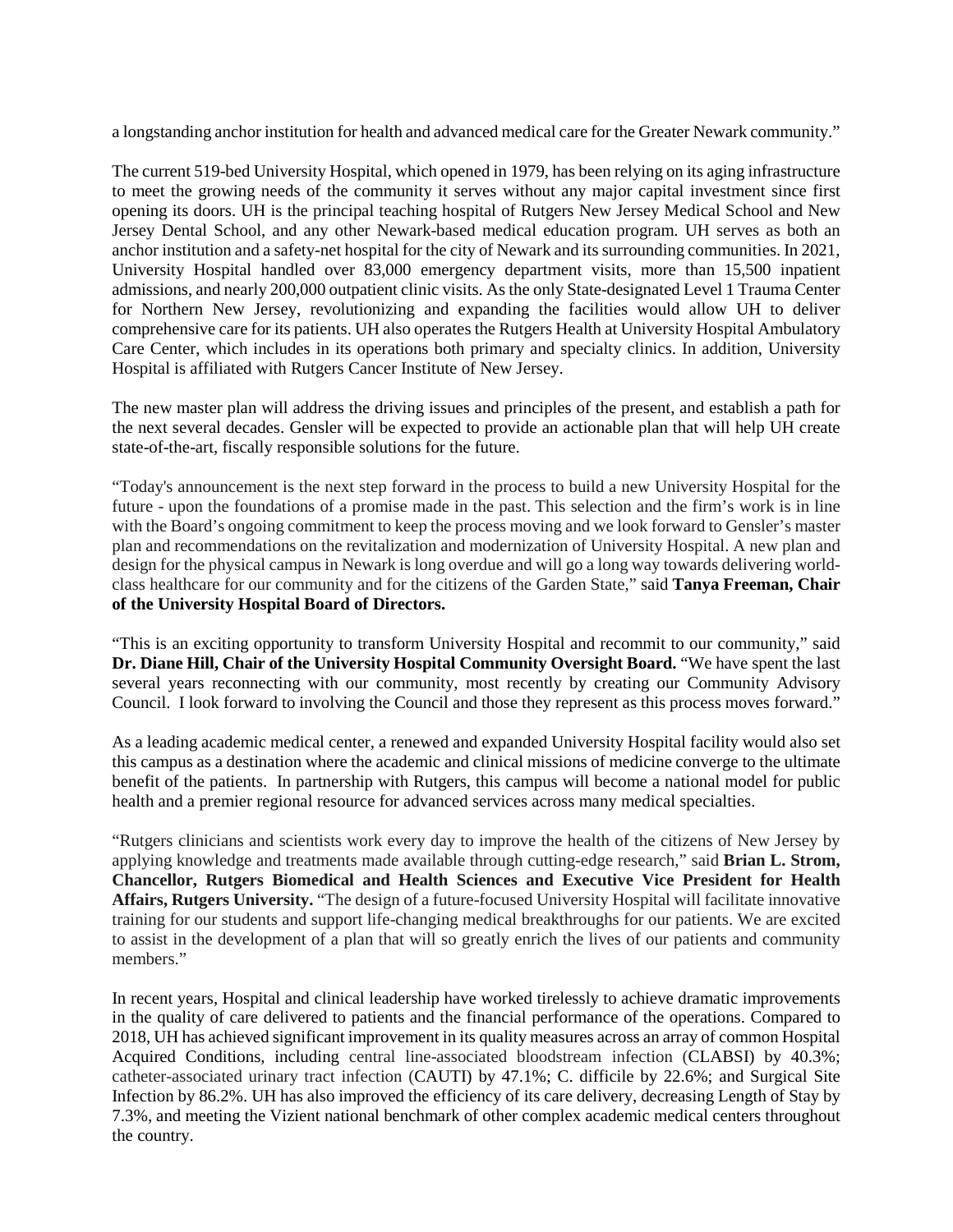a longstanding anchor institution for health and advanced medical care for the Greater Newark community."

The current 519-bed University Hospital, which opened in 1979, has been relying on its aging infrastructure to meet the growing needs of the community it serves without any major capital investment since first opening its doors. UH is the principal teaching hospital of Rutgers New Jersey Medical School and New Jersey Dental School, and any other Newark-based medical education program. UH serves as both an anchor institution and a safety-net hospital for the city of Newark and its surrounding communities. In 2021, University Hospital handled over 83,000 emergency department visits, more than 15,500 inpatient admissions, and nearly 200,000 outpatient clinic visits. As the only State-designated Level 1 Trauma Center for Northern New Jersey, revolutionizing and expanding the facilities would allow UH to deliver comprehensive care for its patients. UH also operates the Rutgers Health at University Hospital Ambulatory Care Center, which includes in its operations both primary and specialty clinics. In addition, University Hospital is affiliated with Rutgers Cancer Institute of New Jersey.

The new master plan will address the driving issues and principles of the present, and establish a path for the next several decades. Gensler will be expected to provide an actionable plan that will help UH create state-of-the-art, fiscally responsible solutions for the future.

"Today's announcement is the next step forward in the process to build a new University Hospital for the future - upon the foundations of a promise made in the past. This selection and the firm's work is in line with the Board's ongoing commitment to keep the process moving and we look forward to Gensler's master plan and recommendations on the revitalization and modernization of University Hospital. A new plan and design for the physical campus in Newark is long overdue and will go a long way towards delivering world-class healthcare for our community and for the citizens of the Garden State," said **Tanya Freeman, Chair of the University Hospital Board of Directors.**

"This is an exciting opportunity to transform University Hospital and recommit to our community," said **Dr. Diane Hill, Chair of the University Hospital Community Oversight Board.** "We have spent the last several years reconnecting with our community, most recently by creating our Community Advisory Council. I look forward to involving the Council and those they represent as this process moves forward."

As a leading academic medical center, a renewed and expanded University Hospital facility would also set this campus as a destination where the academic and clinical missions of medicine converge to the ultimate benefit of the patients. In partnership with Rutgers, this campus will become a national model for public health and a premier regional resource for advanced services across many medical specialties.

"Rutgers clinicians and scientists work every day to improve the health of the citizens of New Jersey by applying knowledge and treatments made available through cutting-edge research," said **Brian L. Strom, Chancellor, Rutgers Biomedical and Health Sciences and Executive Vice President for Health Affairs, Rutgers University.** "The design of a future-focused University Hospital will facilitate innovative training for our students and support life-changing medical breakthroughs for our patients. We are excited to assist in the development of a plan that will so greatly enrich the lives of our patients and community members."

In recent years, Hospital and clinical leadership have worked tirelessly to achieve dramatic improvements in the quality of care delivered to patients and the financial performance of the operations. Compared to 2018, UH has achieved significant improvement in its quality measures across an array of common Hospital Acquired Conditions, including central line-associated bloodstream infection (CLABSI) by 40.3%; catheter-associated urinary tract infection (CAUTI) by 47.1%; C. difficile by 22.6%; and Surgical Site Infection by 86.2%. UH has also improved the efficiency of its care delivery, decreasing Length of Stay by 7.3%, and meeting the Vizient national benchmark of other complex academic medical centers throughout the country.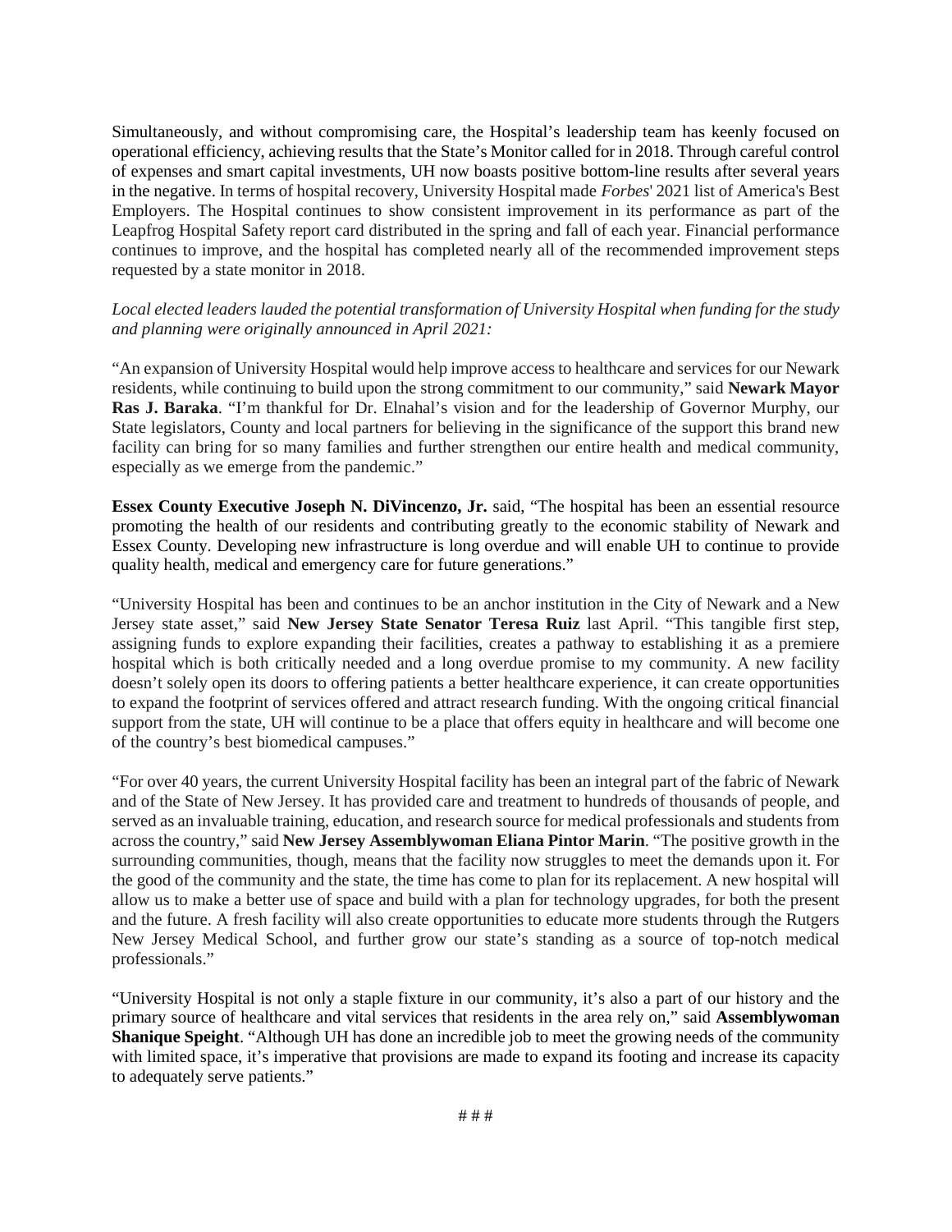Simultaneously, and without compromising care, the Hospital's leadership team has keenly focused on operational efficiency, achieving results that the State's Monitor called for in 2018. Through careful control of expenses and smart capital investments, UH now boasts positive bottom-line results after several years in the negative. In terms of hospital recovery, University Hospital made *Forbes*' 2021 list of America's Best Employers. The Hospital continues to show consistent improvement in its performance as part of the Leapfrog Hospital Safety report card distributed in the spring and fall of each year. Financial performance continues to improve, and the hospital has completed nearly all of the recommended improvement steps requested by a state monitor in 2018.

*Local elected leaders lauded the potential transformation of University Hospital when funding for the study and planning were originally announced in April 2021:*

"An expansion of University Hospital would help improve access to healthcare and services for our Newark residents, while continuing to build upon the strong commitment to our community," said **Newark Mayor Ras J. Baraka**. "I'm thankful for Dr. Elnahal's vision and for the leadership of Governor Murphy, our State legislators, County and local partners for believing in the significance of the support this brand new facility can bring for so many families and further strengthen our entire health and medical community, especially as we emerge from the pandemic."

**Essex County Executive Joseph N. DiVincenzo, Jr.** said, "The hospital has been an essential resource promoting the health of our residents and contributing greatly to the economic stability of Newark and Essex County. Developing new infrastructure is long overdue and will enable UH to continue to provide quality health, medical and emergency care for future generations."

"University Hospital has been and continues to be an anchor institution in the City of Newark and a New Jersey state asset," said **New Jersey State Senator Teresa Ruiz** last April. "This tangible first step, assigning funds to explore expanding their facilities, creates a pathway to establishing it as a premiere hospital which is both critically needed and a long overdue promise to my community. A new facility doesn't solely open its doors to offering patients a better healthcare experience, it can create opportunities to expand the footprint of services offered and attract research funding. With the ongoing critical financial support from the state, UH will continue to be a place that offers equity in healthcare and will become one of the country's best biomedical campuses."

"For over 40 years, the current University Hospital facility has been an integral part of the fabric of Newark and of the State of New Jersey. It has provided care and treatment to hundreds of thousands of people, and served as an invaluable training, education, and research source for medical professionals and students from across the country," said **New Jersey Assemblywoman Eliana Pintor Marin**. "The positive growth in the surrounding communities, though, means that the facility now struggles to meet the demands upon it. For the good of the community and the state, the time has come to plan for its replacement. A new hospital will allow us to make a better use of space and build with a plan for technology upgrades, for both the present and the future. A fresh facility will also create opportunities to educate more students through the Rutgers New Jersey Medical School, and further grow our state's standing as a source of top-notch medical professionals."

"University Hospital is not only a staple fixture in our community, it's also a part of our history and the primary source of healthcare and vital services that residents in the area rely on," said **Assemblywoman Shanique Speight**. "Although UH has done an incredible job to meet the growing needs of the community with limited space, it's imperative that provisions are made to expand its footing and increase its capacity to adequately serve patients."

# # #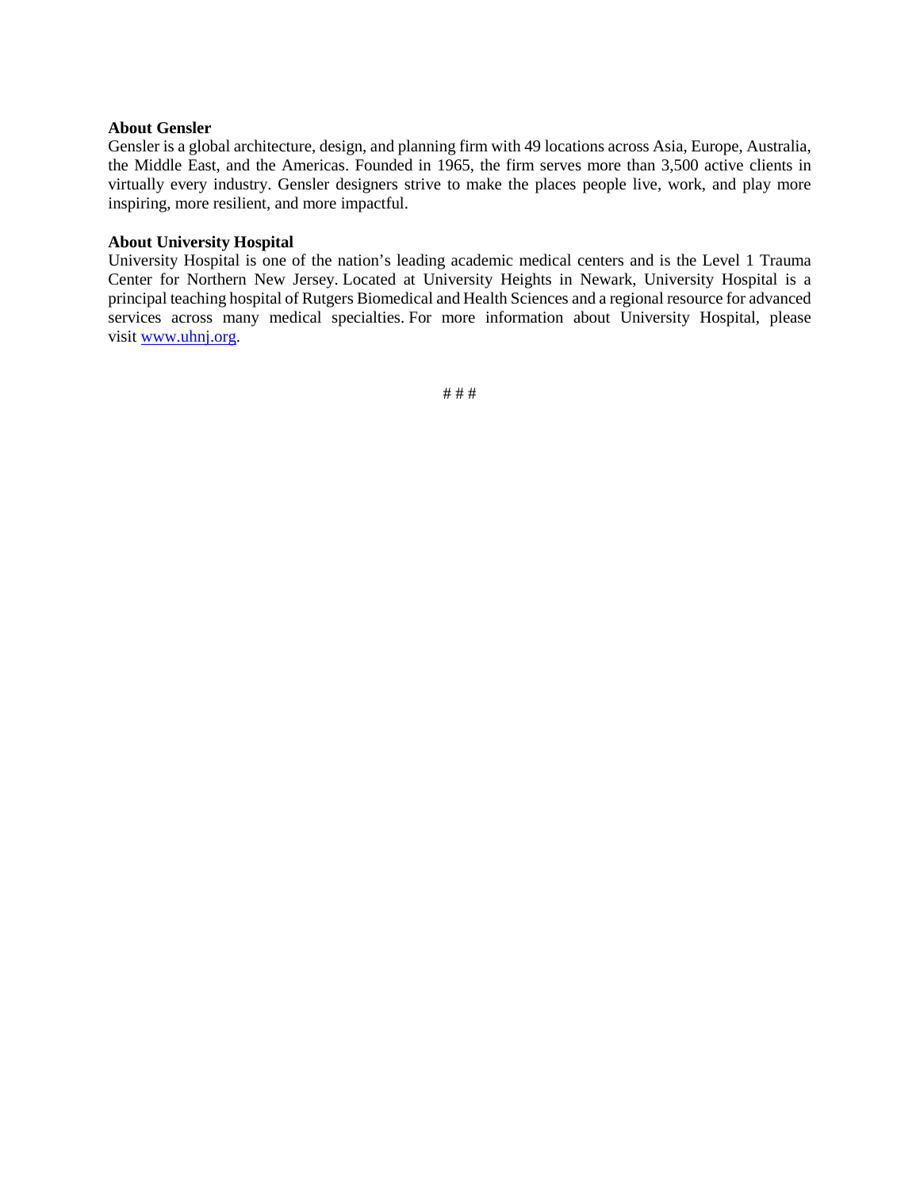**About Gensler**
Gensler is a global architecture, design, and planning firm with 49 locations across Asia, Europe, Australia, the Middle East, and the Americas. Founded in 1965, the firm serves more than 3,500 active clients in virtually every industry. Gensler designers strive to make the places people live, work, and play more inspiring, more resilient, and more impactful.

**About University Hospital**
University Hospital is one of the nation's leading academic medical centers and is the Level 1 Trauma Center for Northern New Jersey. Located at University Heights in Newark, University Hospital is a principal teaching hospital of Rutgers Biomedical and Health Sciences and a regional resource for advanced services across many medical specialties. For more information about University Hospital, please visit www.uhnj.org.

# # #